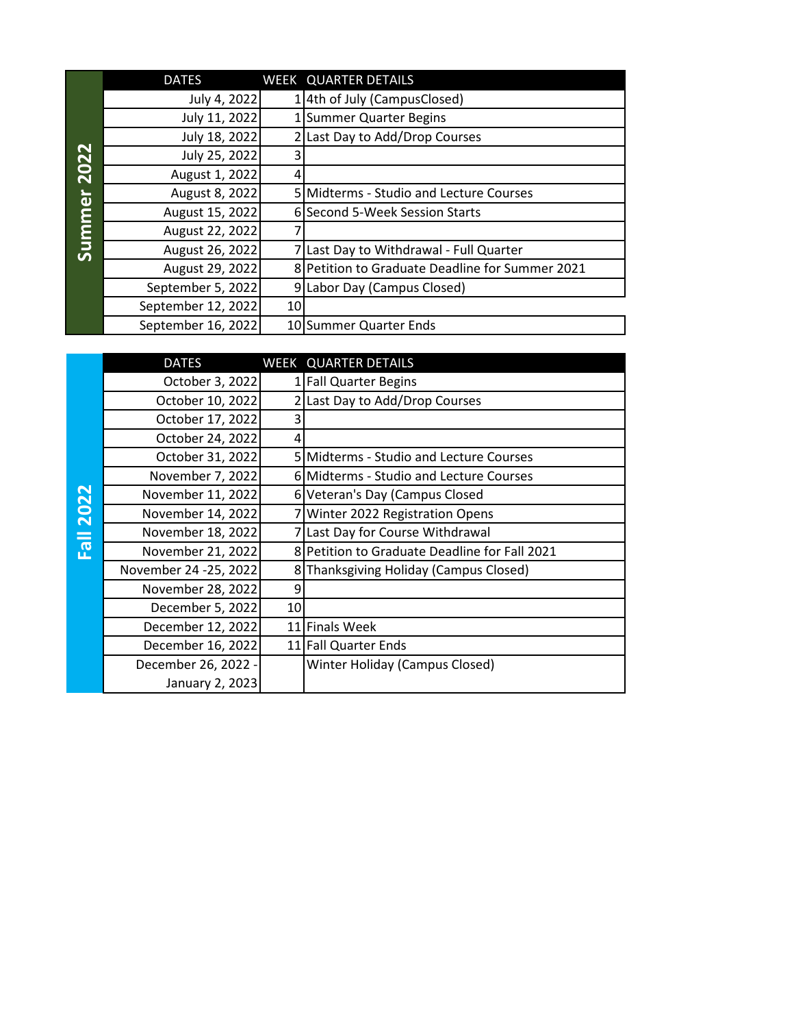## Summer 2022

| DATES | WEEK | QUARTER DETAILS |
|---|---|---|
| July 4, 2022 | 1 | 4th of July (CampusClosed) |
| July 11, 2022 | 1 | Summer Quarter Begins |
| July 18, 2022 | 2 | Last Day to Add/Drop Courses |
| July 25, 2022 | 3 | |
| August 1, 2022 | 4 | |
| August 8, 2022 | 5 | Midterms - Studio and Lecture Courses |
| August 15, 2022 | 6 | Second 5-Week Session Starts |
| August 22, 2022 | 7 | |
| August 26, 2022 | 7 | Last Day to Withdrawal - Full Quarter |
| August 29, 2022 | 8 | Petition to Graduate Deadline for Summer 2021 |
| September 5, 2022 | 9 | Labor Day (Campus Closed) |
| September 12, 2022 | 10 | |
| September 16, 2022 | 10 | Summer Quarter Ends |

## Fall 2022

| DATES | WEEK | QUARTER DETAILS |
|---|---|---|
| October 3, 2022 | 1 | Fall Quarter Begins |
| October 10, 2022 | 2 | Last Day to Add/Drop Courses |
| October 17, 2022 | 3 | |
| October 24, 2022 | 4 | |
| October 31, 2022 | 5 | Midterms - Studio and Lecture Courses |
| November 7, 2022 | 6 | Midterms - Studio and Lecture Courses |
| November 11, 2022 | 6 | Veteran's Day (Campus Closed |
| November 14, 2022 | 7 | Winter 2022 Registration Opens |
| November 18, 2022 | 7 | Last Day for Course Withdrawal |
| November 21, 2022 | 8 | Petition to Graduate Deadline for Fall 2021 |
| November 24 -25, 2022 | 8 | Thanksgiving Holiday (Campus Closed) |
| November 28, 2022 | 9 | |
| December 5, 2022 | 10 | |
| December 12, 2022 | 11 | Finals Week |
| December 16, 2022 | 11 | Fall Quarter Ends |
| December 26, 2022 - January 2, 2023 | | Winter Holiday (Campus Closed) |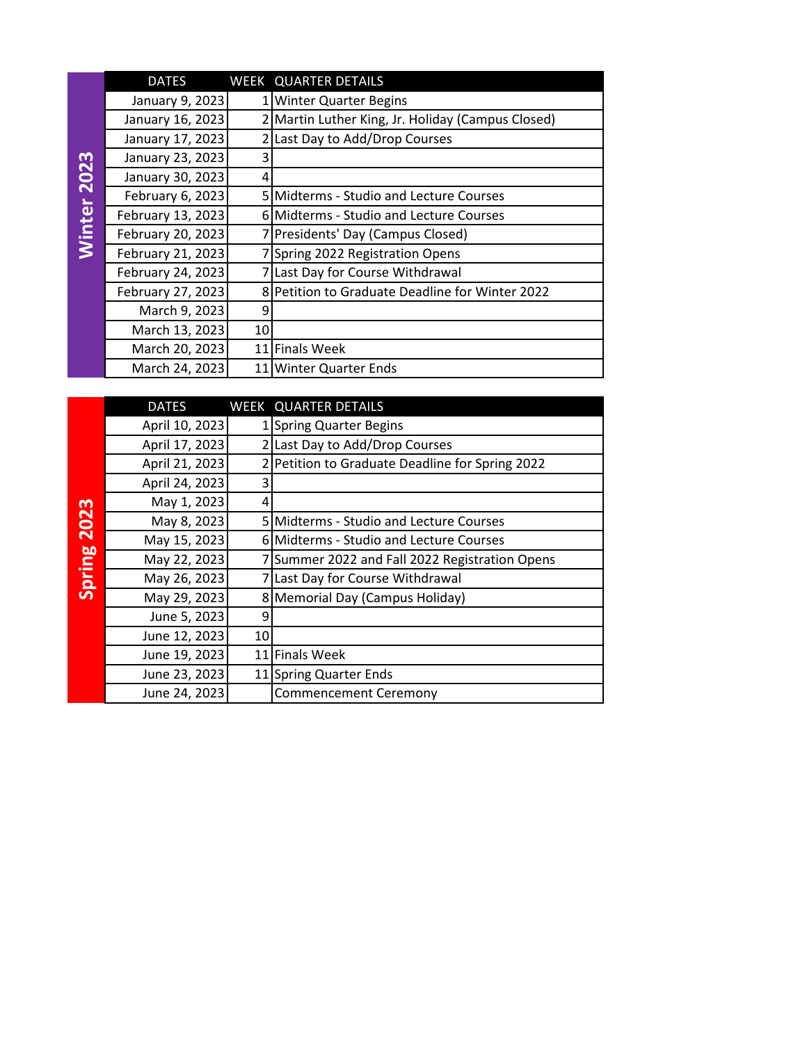## Winter 2023

| DATES | WEEK | QUARTER DETAILS |
|---|---|---|
| January 9, 2023 | 1 | Winter Quarter Begins |
| January 16, 2023 | 2 | Martin Luther King, Jr. Holiday (Campus Closed) |
| January 17, 2023 | 2 | Last Day to Add/Drop Courses |
| January 23, 2023 | 3 | |
| January 30, 2023 | 4 | |
| February 6, 2023 | 5 | Midterms - Studio and Lecture Courses |
| February 13, 2023 | 6 | Midterms - Studio and Lecture Courses |
| February 20, 2023 | 7 | Presidents' Day (Campus Closed) |
| February 21, 2023 | 7 | Spring 2022 Registration Opens |
| February 24, 2023 | 7 | Last Day for Course Withdrawal |
| February 27, 2023 | 8 | Petition to Graduate Deadline for Winter 2022 |
| March 9, 2023 | 9 | |
| March 13, 2023 | 10 | |
| March 20, 2023 | 11 | Finals Week |
| March 24, 2023 | 11 | Winter Quarter Ends |

## Spring 2023

| DATES | WEEK | QUARTER DETAILS |
|---|---|---|
| April 10, 2023 | 1 | Spring Quarter Begins |
| April 17, 2023 | 2 | Last Day to Add/Drop Courses |
| April 21, 2023 | 2 | Petition to Graduate Deadline for Spring 2022 |
| April 24, 2023 | 3 | |
| May 1, 2023 | 4 | |
| May 8, 2023 | 5 | Midterms - Studio and Lecture Courses |
| May 15, 2023 | 6 | Midterms - Studio and Lecture Courses |
| May 22, 2023 | 7 | Summer 2022 and Fall 2022 Registration Opens |
| May 26, 2023 | 7 | Last Day for Course Withdrawal |
| May 29, 2023 | 8 | Memorial Day (Campus Holiday) |
| June 5, 2023 | 9 | |
| June 12, 2023 | 10 | |
| June 19, 2023 | 11 | Finals Week |
| June 23, 2023 | 11 | Spring Quarter Ends |
| June 24, 2023 | | Commencement Ceremony |